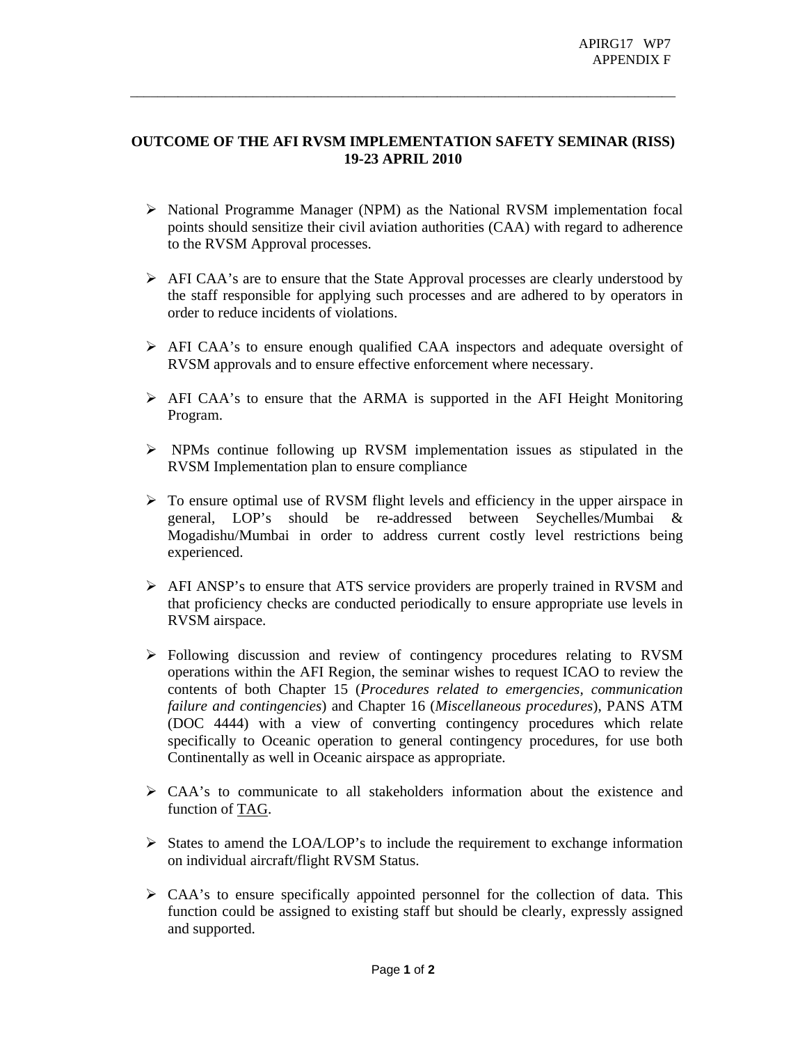APIRG17 WP7
APPENDIX F

---

**OUTCOME OF THE AFI RVSM IMPLEMENTATION SAFETY SEMINAR (RISS)**
**19-23 APRIL 2010**

- National Programme Manager (NPM) as the National RVSM implementation focal points should sensitize their civil aviation authorities (CAA) with regard to adherence to the RVSM Approval processes.

- AFI CAA's are to ensure that the State Approval processes are clearly understood by the staff responsible for applying such processes and are adhered to by operators in order to reduce incidents of violations.

- AFI CAA's to ensure enough qualified CAA inspectors and adequate oversight of RVSM approvals and to ensure effective enforcement where necessary.

- AFI CAA's to ensure that the ARMA is supported in the AFI Height Monitoring Program.

- NPMs continue following up RVSM implementation issues as stipulated in the RVSM Implementation plan to ensure compliance

- To ensure optimal use of RVSM flight levels and efficiency in the upper airspace in general, LOP's should be re-addressed between Seychelles/Mumbai & Mogadishu/Mumbai in order to address current costly level restrictions being experienced.

- AFI ANSP's to ensure that ATS service providers are properly trained in RVSM and that proficiency checks are conducted periodically to ensure appropriate use levels in RVSM airspace.

- Following discussion and review of contingency procedures relating to RVSM operations within the AFI Region, the seminar wishes to request ICAO to review the contents of both Chapter 15 (*Procedures related to emergencies, communication failure and contingencies*) and Chapter 16 (*Miscellaneous procedures*), PANS ATM (DOC 4444) with a view of converting contingency procedures which relate specifically to Oceanic operation to general contingency procedures, for use both Continentally as well in Oceanic airspace as appropriate.

- CAA's to communicate to all stakeholders information about the existence and function of <u>TAG</u>.

- States to amend the LOA/LOP's to include the requirement to exchange information on individual aircraft/flight RVSM Status.

- CAA's to ensure specifically appointed personnel for the collection of data. This function could be assigned to existing staff but should be clearly, expressly assigned and supported.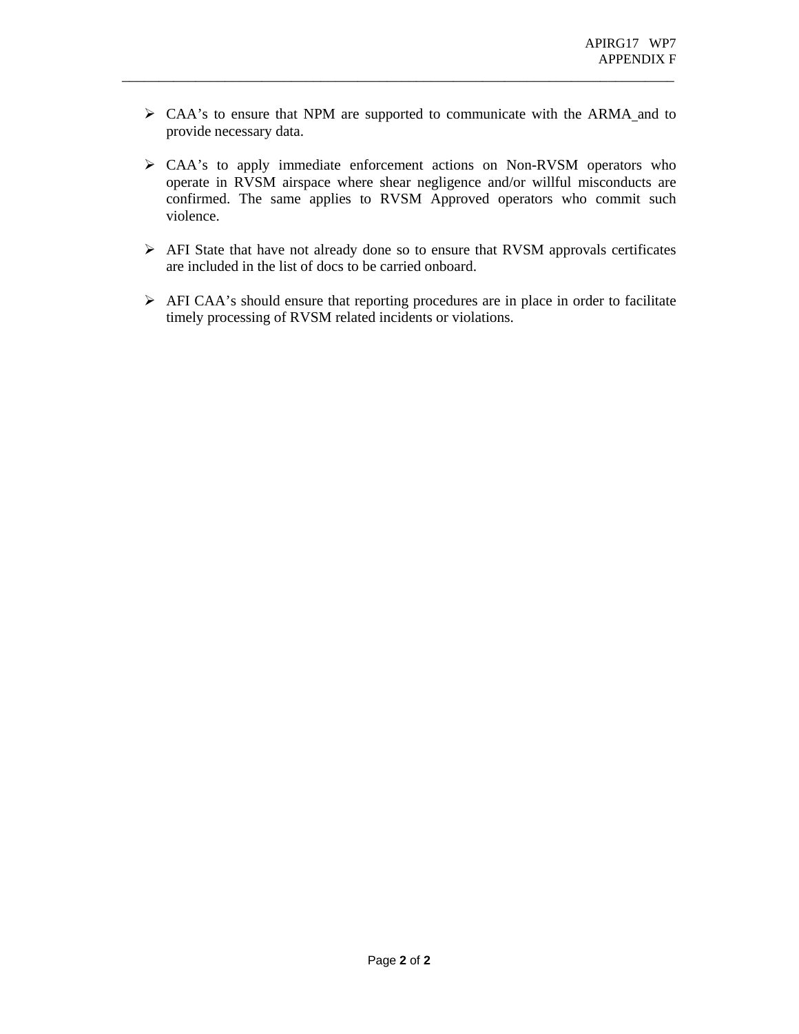- CAA’s to ensure that NPM are supported to communicate with the ARMA and to provide necessary data.

- CAA’s to apply immediate enforcement actions on Non-RVSM operators who operate in RVSM airspace where shear negligence and/or willful misconducts are confirmed. The same applies to RVSM Approved operators who commit such violence.

- AFI State that have not already done so to ensure that RVSM approvals certificates are included in the list of docs to be carried onboard.

- AFI CAA’s should ensure that reporting procedures are in place in order to facilitate timely processing of RVSM related incidents or violations.